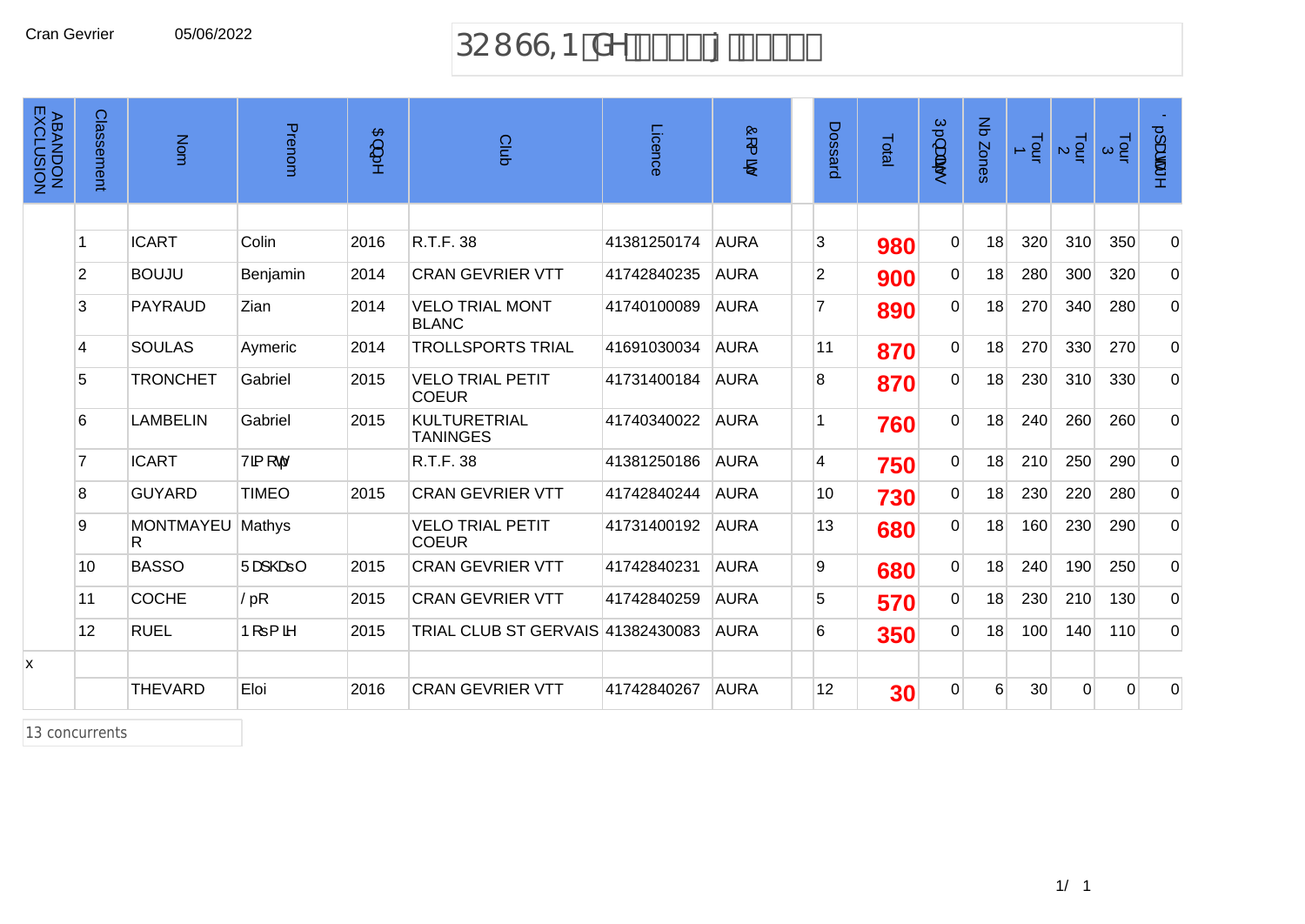Cran Gevrier 05/06/2022

# POUSSIN

| ABANDON EXCLUSION | Classement | Nom | Prenom | Année | Club | Licence | Comité | | Dossard | Total | Pénalités | Nb Zones | Tour 1 | Tour 2 | Tour 3 | Départage |
|---|---|---|---|---|---|---|---|---|---|---|---|---|---|---|---|---|
| | 1 | ICART | Colin | 2016 | R.T.F. 38 | 41381250174 | AURA | | 3 | **980** | 0 | 18 | 320 | 310 | 350 | 0 |
| | 2 | BOUJU | Benjamin | 2014 | CRAN GEVRIER VTT | 41742840235 | AURA | | 2 | **900** | 0 | 18 | 280 | 300 | 320 | 0 |
| | 3 | PAYRAUD | Zian | 2014 | VELO TRIAL MONT BLANC | 41740100089 | AURA | | 7 | **890** | 0 | 18 | 270 | 340 | 280 | 0 |
| | 4 | SOULAS | Aymeric | 2014 | TROLLSPORTS TRIAL | 41691030034 | AURA | | 11 | **870** | 0 | 18 | 270 | 330 | 270 | 0 |
| | 5 | TRONCHET | Gabriel | 2015 | VELO TRIAL PETIT COEUR | 41731400184 | AURA | | 8 | **870** | 0 | 18 | 230 | 310 | 330 | 0 |
| | 6 | LAMBELIN | Gabriel | 2015 | KULTURETRIAL TANINGES | 41740340022 | AURA | | 1 | **760** | 0 | 18 | 240 | 260 | 260 | 0 |
| | 7 | ICART | Timoté | | R.T.F. 38 | 41381250186 | AURA | | 4 | **750** | 0 | 18 | 210 | 250 | 290 | 0 |
| | 8 | GUYARD | TIMEO | 2015 | CRAN GEVRIER VTT | 41742840244 | AURA | | 10 | **730** | 0 | 18 | 230 | 220 | 280 | 0 |
| | 9 | MONTMAYEUR | Mathys | | VELO TRIAL PETIT COEUR | 41731400192 | AURA | | 13 | **680** | 0 | 18 | 160 | 230 | 290 | 0 |
| | 10 | BASSO | Raphaël | 2015 | CRAN GEVRIER VTT | 41742840231 | AURA | | 9 | **680** | 0 | 18 | 240 | 190 | 250 | 0 |
| | 11 | COCHE | Léo | 2015 | CRAN GEVRIER VTT | 41742840259 | AURA | | 5 | **570** | 0 | 18 | 230 | 210 | 130 | 0 |
| | 12 | RUEL | Noémie | 2015 | TRIAL CLUB ST GERVAIS | 41382430083 | AURA | | 6 | **350** | 0 | 18 | 100 | 140 | 110 | 0 |
| x | | | | | | | | | | | | | | | | |
| | | THEVARD | Eloi | 2016 | CRAN GEVRIER VTT | 41742840267 | AURA | | 12 | **30** | 0 | 6 | 30 | 0 | 0 | 0 |

13 concurrents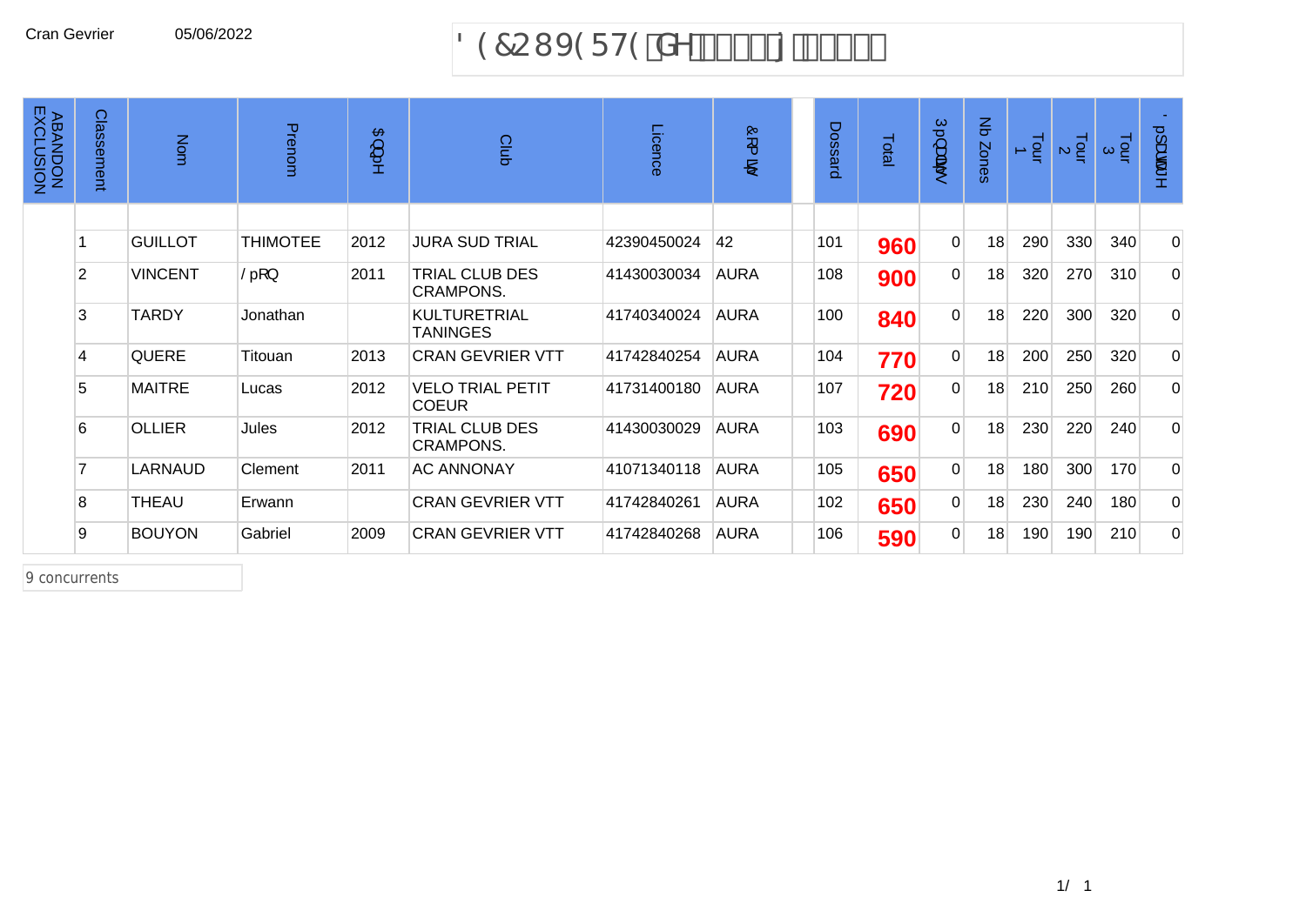Cran Gevrier 05/06/2022

# DECOUVERTE de

| ABANDON EXCLUSION | Classement | Nom | Prenom | Année | Club | Licence | Comité | | Dossard | Total | Pénalités | Nb Zones | Tour 1 | Tour 2 | Tour 3 | Dépassement |
|---|---|---|---|---|---|---|---|---|---|---|---|---|---|---|---|---|
| | 1 | GUILLOT | THIMOTEE | 2012 | JURA SUD TRIAL | 42390450024 | 42 | | 101 | **960** | 0 | 18 | 290 | 330 | 340 | 0 |
| | 2 | VINCENT | Léon | 2011 | TRIAL CLUB DES CRAMPONS. | 41430030034 | AURA | | 108 | **900** | 0 | 18 | 320 | 270 | 310 | 0 |
| | 3 | TARDY | Jonathan | | KULTURETRIAL TANINGES | 41740340024 | AURA | | 100 | **840** | 0 | 18 | 220 | 300 | 320 | 0 |
| | 4 | QUERE | Titouan | 2013 | CRAN GEVRIER VTT | 41742840254 | AURA | | 104 | **770** | 0 | 18 | 200 | 250 | 320 | 0 |
| | 5 | MAITRE | Lucas | 2012 | VELO TRIAL PETIT COEUR | 41731400180 | AURA | | 107 | **720** | 0 | 18 | 210 | 250 | 260 | 0 |
| | 6 | OLLIER | Jules | 2012 | TRIAL CLUB DES CRAMPONS. | 41430030029 | AURA | | 103 | **690** | 0 | 18 | 230 | 220 | 240 | 0 |
| | 7 | LARNAUD | Clement | 2011 | AC ANNONAY | 41071340118 | AURA | | 105 | **650** | 0 | 18 | 180 | 300 | 170 | 0 |
| | 8 | THEAU | Erwann | | CRAN GEVRIER VTT | 41742840261 | AURA | | 102 | **650** | 0 | 18 | 230 | 240 | 180 | 0 |
| | 9 | BOUYON | Gabriel | 2009 | CRAN GEVRIER VTT | 41742840268 | AURA | | 106 | **590** | 0 | 18 | 190 | 190 | 210 | 0 |

9 concurrents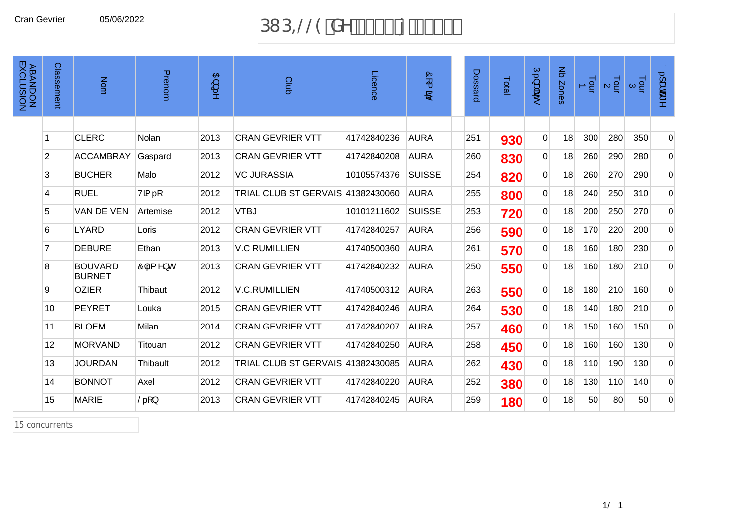Cran Gevrier 05/06/2022

# PUPILLE de

| ABANDON EXCLUSION | Classement | Nom | Prenom | Année | Club | Licence | Comité | Dossard | Total | Pénalités | Nb Zones | Tour 1 | Tour 2 | Tour 3 | Départage |
|---|---|---|---|---|---|---|---|---|---|---|---|---|---|---|---|
| | 1 | CLERC | Nolan | 2013 | CRAN GEVRIER VTT | 41742840236 | AURA | 251 | **930** | 0 | 18 | 300 | 280 | 350 | 0 |
| | 2 | ACCAMBRAY | Gaspard | 2013 | CRAN GEVRIER VTT | 41742840208 | AURA | 260 | **830** | 0 | 18 | 260 | 290 | 280 | 0 |
| | 3 | BUCHER | Malo | 2012 | VC JURASSIA | 10105574376 | SUISSE | 254 | **820** | 0 | 18 | 260 | 270 | 290 | 0 |
| | 4 | RUEL | Timéo | 2012 | TRIAL CLUB ST GERVAIS | 41382430060 | AURA | 255 | **800** | 0 | 18 | 240 | 250 | 310 | 0 |
| | 5 | VAN DE VEN | Artemise | 2012 | VTBJ | 10101211602 | SUISSE | 253 | **720** | 0 | 18 | 200 | 250 | 270 | 0 |
| | 6 | LYARD | Loris | 2012 | CRAN GEVRIER VTT | 41742840257 | AURA | 256 | **590** | 0 | 18 | 170 | 220 | 200 | 0 |
| | 7 | DEBURE | Ethan | 2013 | V.C RUMILLIEN | 41740500360 | AURA | 261 | **570** | 0 | 18 | 160 | 180 | 230 | 0 |
| | 8 | BOUVARD BURNET | Clément | 2013 | CRAN GEVRIER VTT | 41742840232 | AURA | 250 | **550** | 0 | 18 | 160 | 180 | 210 | 0 |
| | 9 | OZIER | Thibaut | 2012 | V.C.RUMILLIEN | 41740500312 | AURA | 263 | **550** | 0 | 18 | 180 | 210 | 160 | 0 |
| | 10 | PEYRET | Louka | 2015 | CRAN GEVRIER VTT | 41742840246 | AURA | 264 | **530** | 0 | 18 | 140 | 180 | 210 | 0 |
| | 11 | BLOEM | Milan | 2014 | CRAN GEVRIER VTT | 41742840207 | AURA | 257 | **460** | 0 | 18 | 150 | 160 | 150 | 0 |
| | 12 | MORVAND | Titouan | 2012 | CRAN GEVRIER VTT | 41742840250 | AURA | 258 | **450** | 0 | 18 | 160 | 160 | 130 | 0 |
| | 13 | JOURDAN | Thibault | 2012 | TRIAL CLUB ST GERVAIS | 41382430085 | AURA | 262 | **430** | 0 | 18 | 110 | 190 | 130 | 0 |
| | 14 | BONNOT | Axel | 2012 | CRAN GEVRIER VTT | 41742840220 | AURA | 252 | **380** | 0 | 18 | 130 | 110 | 140 | 0 |
| | 15 | MARIE | Léon | 2013 | CRAN GEVRIER VTT | 41742840245 | AURA | 259 | **180** | 0 | 18 | 50 | 80 | 50 | 0 |

15 concurrents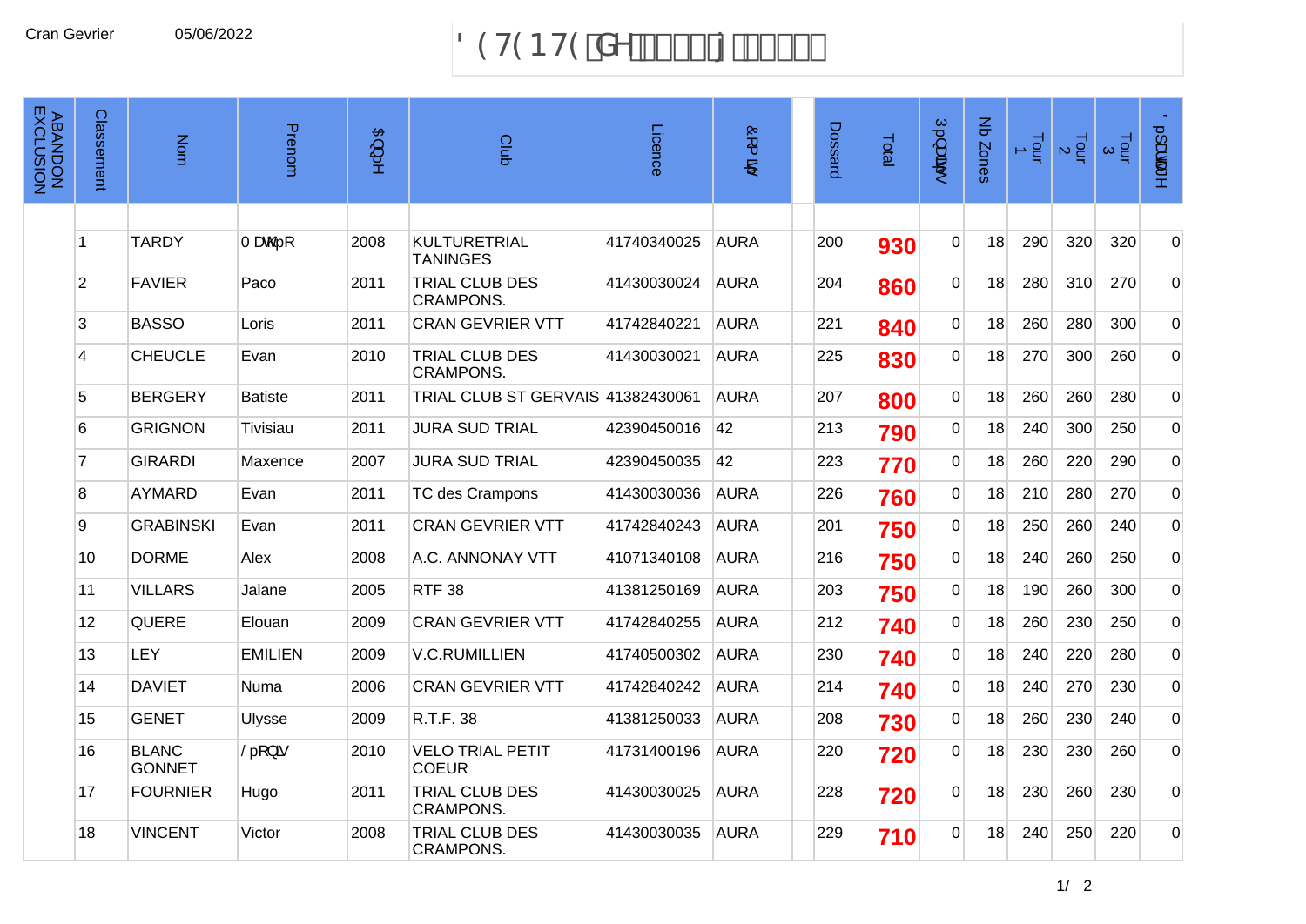Cran Gevrier 05/06/2022

# ' ( 7( 1 7( G H j

| ABANDON EXCLUSION | Classement | Nom | Prenom | $QQpH | Club | Licence | &RPLW | Dossard | Total | 3pQDOLWpV | Nb Zones | Tour 1 | Tour 2 | Tour 3 | 'pSDVVH |
|---|---|---|---|---|---|---|---|---|---|---|---|---|---|---|---|
| | 1 | TARDY | 0DWpR | 2008 | KULTURETRIAL TANINGES | 41740340025 | AURA | 200 | **930** | 0 | 18 | 290 | 320 | 320 | 0 |
| | 2 | FAVIER | Paco | 2011 | TRIAL CLUB DES CRAMPONS. | 41430030024 | AURA | 204 | **860** | 0 | 18 | 280 | 310 | 270 | 0 |
| | 3 | BASSO | Loris | 2011 | CRAN GEVRIER VTT | 41742840221 | AURA | 221 | **840** | 0 | 18 | 260 | 280 | 300 | 0 |
| | 4 | CHEUCLE | Evan | 2010 | TRIAL CLUB DES CRAMPONS. | 41430030021 | AURA | 225 | **830** | 0 | 18 | 270 | 300 | 260 | 0 |
| | 5 | BERGERY | Batiste | 2011 | TRIAL CLUB ST GERVAIS | 41382430061 | AURA | 207 | **800** | 0 | 18 | 260 | 260 | 280 | 0 |
| | 6 | GRIGNON | Tivisiau | 2011 | JURA SUD TRIAL | 42390450016 | 42 | 213 | **790** | 0 | 18 | 240 | 300 | 250 | 0 |
| | 7 | GIRARDI | Maxence | 2007 | JURA SUD TRIAL | 42390450035 | 42 | 223 | **770** | 0 | 18 | 260 | 220 | 290 | 0 |
| | 8 | AYMARD | Evan | 2011 | TC des Crampons | 41430030036 | AURA | 226 | **760** | 0 | 18 | 210 | 280 | 270 | 0 |
| | 9 | GRABINSKI | Evan | 2011 | CRAN GEVRIER VTT | 41742840243 | AURA | 201 | **750** | 0 | 18 | 250 | 260 | 240 | 0 |
| | 10 | DORME | Alex | 2008 | A.C. ANNONAY VTT | 41071340108 | AURA | 216 | **750** | 0 | 18 | 240 | 260 | 250 | 0 |
| | 11 | VILLARS | Jalane | 2005 | RTF 38 | 41381250169 | AURA | 203 | **750** | 0 | 18 | 190 | 260 | 300 | 0 |
| | 12 | QUERE | Elouan | 2009 | CRAN GEVRIER VTT | 41742840255 | AURA | 212 | **740** | 0 | 18 | 260 | 230 | 250 | 0 |
| | 13 | LEY | EMILIEN | 2009 | V.C.RUMILLIEN | 41740500302 | AURA | 230 | **740** | 0 | 18 | 240 | 220 | 280 | 0 |
| | 14 | DAVIET | Numa | 2006 | CRAN GEVRIER VTT | 41742840242 | AURA | 214 | **740** | 0 | 18 | 240 | 270 | 230 | 0 |
| | 15 | GENET | Ulysse | 2009 | R.T.F. 38 | 41381250033 | AURA | 208 | **730** | 0 | 18 | 260 | 230 | 240 | 0 |
| | 16 | BLANC GONNET | / pRQLV | 2010 | VELO TRIAL PETIT COEUR | 41731400196 | AURA | 220 | **720** | 0 | 18 | 230 | 230 | 260 | 0 |
| | 17 | FOURNIER | Hugo | 2011 | TRIAL CLUB DES CRAMPONS. | 41430030025 | AURA | 228 | **720** | 0 | 18 | 230 | 260 | 230 | 0 |
| | 18 | VINCENT | Victor | 2008 | TRIAL CLUB DES CRAMPONS. | 41430030035 | AURA | 229 | **710** | 0 | 18 | 240 | 250 | 220 | 0 |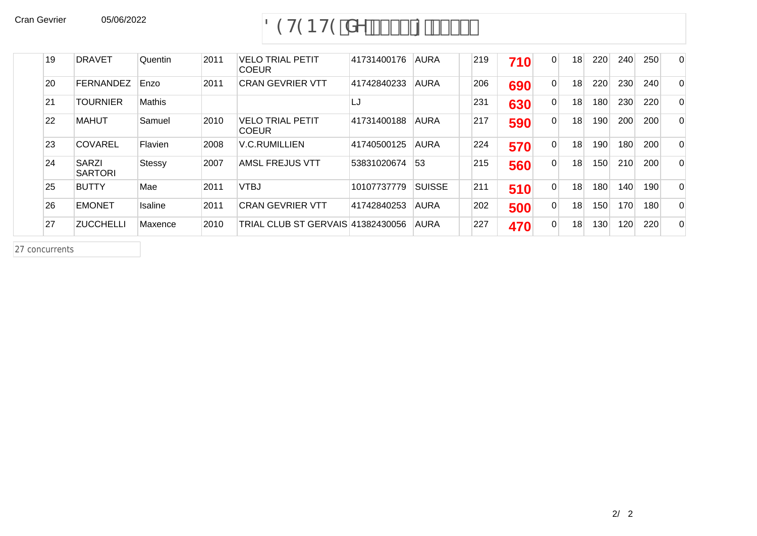Cran Gevrier 05/06/2022

| | | | | | | | | | | | | | | | | |
|---|---|---|---|---|---|---|---|---|---|---|---|---|---|---|---|---|
| 19 | DRAVET | Quentin | 2011 | VELO TRIAL PETIT COEUR | 41731400176 | AURA | | 219 | **710** | 0 | 18 | 220 | 240 | 250 | 0 |
| 20 | FERNANDEZ | Enzo | 2011 | CRAN GEVRIER VTT | 41742840233 | AURA | | 206 | **690** | 0 | 18 | 220 | 230 | 240 | 0 |
| 21 | TOURNIER | Mathis | | | LJ | | | 231 | **630** | 0 | 18 | 180 | 230 | 220 | 0 |
| 22 | MAHUT | Samuel | 2010 | VELO TRIAL PETIT COEUR | 41731400188 | AURA | | 217 | **590** | 0 | 18 | 190 | 200 | 200 | 0 |
| 23 | COVAREL | Flavien | 2008 | V.C.RUMILLIEN | 41740500125 | AURA | | 224 | **570** | 0 | 18 | 190 | 180 | 200 | 0 |
| 24 | SARZI SARTORI | Stessy | 2007 | AMSL FREJUS VTT | 53831020674 | 53 | | 215 | **560** | 0 | 18 | 150 | 210 | 200 | 0 |
| 25 | BUTTY | Mae | 2011 | VTBJ | 10107737779 | SUISSE | | 211 | **510** | 0 | 18 | 180 | 140 | 190 | 0 |
| 26 | EMONET | Isaline | 2011 | CRAN GEVRIER VTT | 41742840253 | AURA | | 202 | **500** | 0 | 18 | 150 | 170 | 180 | 0 |
| 27 | ZUCCHELLI | Maxence | 2010 | TRIAL CLUB ST GERVAIS | 41382430056 | AURA | | 227 | **470** | 0 | 18 | 130 | 120 | 220 | 0 |

27 concurrents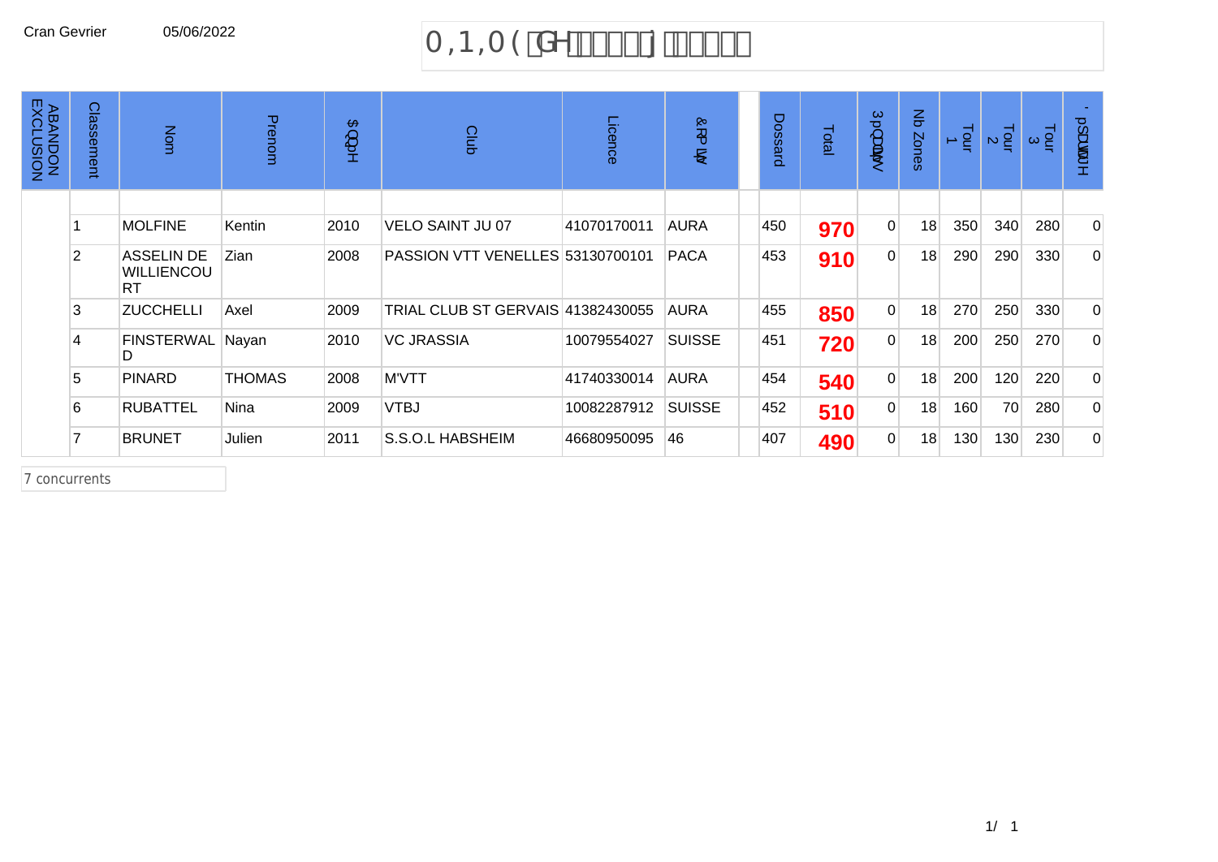Cran Gevrier 05/06/2022

# MINIME de

| ABANDON EXCLUSION | Classement | Nom | Prenom | Année | Club | Licence | Comité | | Dossard | Total | Pénalités | Nb Zones | Tour 1 | Tour 2 | Tour 3 | Départage |
|---|---|---|---|---|---|---|---|---|---|---|---|---|---|---|---|---|
| | 1 | MOLFINE | Kentin | 2010 | VELO SAINT JU 07 | 41070170011 | AURA | | 450 | **970** | 0 | 18 | 350 | 340 | 280 | 0 |
| | 2 | ASSELIN DE WILLIENCOURT | Zian | 2008 | PASSION VTT VENELLES | 53130700101 | PACA | | 453 | **910** | 0 | 18 | 290 | 290 | 330 | 0 |
| | 3 | ZUCCHELLI | Axel | 2009 | TRIAL CLUB ST GERVAIS | 41382430055 | AURA | | 455 | **850** | 0 | 18 | 270 | 250 | 330 | 0 |
| | 4 | FINSTERWALD | Nayan | 2010 | VC JRASSIA | 10079554027 | SUISSE | | 451 | **720** | 0 | 18 | 200 | 250 | 270 | 0 |
| | 5 | PINARD | THOMAS | 2008 | M'VTT | 41740330014 | AURA | | 454 | **540** | 0 | 18 | 200 | 120 | 220 | 0 |
| | 6 | RUBATTEL | Nina | 2009 | VTBJ | 10082287912 | SUISSE | | 452 | **510** | 0 | 18 | 160 | 70 | 280 | 0 |
| | 7 | BRUNET | Julien | 2011 | S.S.O.L HABSHEIM | 46680950095 | 46 | | 407 | **490** | 0 | 18 | 130 | 130 | 230 | 0 |

7 concurrents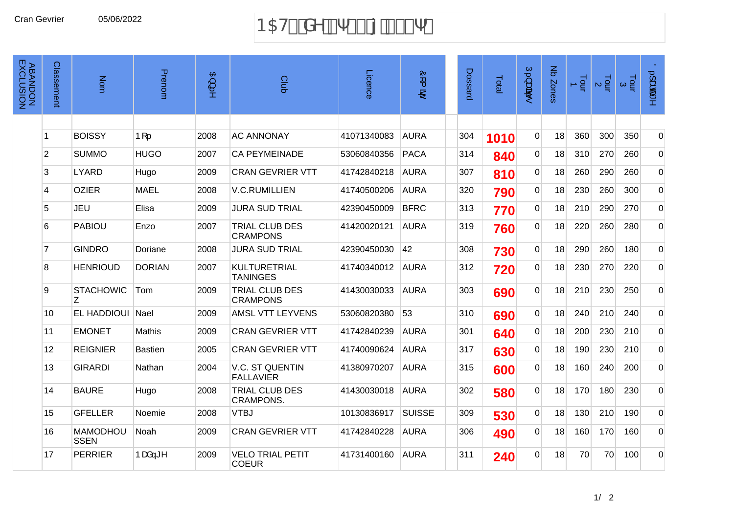Cran Gevrier 05/06/2022

# NAT de

| ABANDON EXCLUSION | Classement | Nom | Prenom | Année | Club | Licence | Comité | | Dossard | Total | Pénalités | Nb Zones | Tour 1 | Tour 2 | Tour 3 | Départage |
|---|---|---|---|---|---|---|---|---|---|---|---|---|---|---|---|---|
| | 1 | BOISSY | Noé | 2008 | AC ANNONAY | 41071340083 | AURA | | 304 | **1010** | 0 | 18 | 360 | 300 | 350 | 0 |
| | 2 | SUMMO | HUGO | 2007 | CA PEYMEINADE | 53060840356 | PACA | | 314 | **840** | 0 | 18 | 310 | 270 | 260 | 0 |
| | 3 | LYARD | Hugo | 2009 | CRAN GEVRIER VTT | 41742840218 | AURA | | 307 | **810** | 0 | 18 | 260 | 290 | 260 | 0 |
| | 4 | OZIER | MAEL | 2008 | V.C.RUMILLIEN | 41740500206 | AURA | | 320 | **790** | 0 | 18 | 230 | 260 | 300 | 0 |
| | 5 | JEU | Elisa | 2009 | JURA SUD TRIAL | 42390450009 | BFRC | | 313 | **770** | 0 | 18 | 210 | 290 | 270 | 0 |
| | 6 | PABIOU | Enzo | 2007 | TRIAL CLUB DES CRAMPONS | 41420020121 | AURA | | 319 | **760** | 0 | 18 | 220 | 260 | 280 | 0 |
| | 7 | GINDRO | Doriane | 2008 | JURA SUD TRIAL | 42390450030 | 42 | | 308 | **730** | 0 | 18 | 290 | 260 | 180 | 0 |
| | 8 | HENRIOUD | DORIAN | 2007 | KULTURETRIAL TANINGES | 41740340012 | AURA | | 312 | **720** | 0 | 18 | 230 | 270 | 220 | 0 |
| | 9 | STACHOWICZ | Tom | 2009 | TRIAL CLUB DES CRAMPONS | 41430030033 | AURA | | 303 | **690** | 0 | 18 | 210 | 230 | 250 | 0 |
| | 10 | EL HADDIOUI | Nael | 2009 | AMSL VTT LEYVENS | 53060820380 | 53 | | 310 | **690** | 0 | 18 | 240 | 210 | 240 | 0 |
| | 11 | EMONET | Mathis | 2009 | CRAN GEVRIER VTT | 41742840239 | AURA | | 301 | **640** | 0 | 18 | 200 | 230 | 210 | 0 |
| | 12 | REIGNIER | Bastien | 2005 | CRAN GEVRIER VTT | 41740090624 | AURA | | 317 | **630** | 0 | 18 | 190 | 230 | 210 | 0 |
| | 13 | GIRARDI | Nathan | 2004 | V.C. ST QUENTIN FALLAVIER | 41380970207 | AURA | | 315 | **600** | 0 | 18 | 160 | 240 | 200 | 0 |
| | 14 | BAURE | Hugo | 2008 | TRIAL CLUB DES CRAMPONS. | 41430030018 | AURA | | 302 | **580** | 0 | 18 | 170 | 180 | 230 | 0 |
| | 15 | GFELLER | Noemie | 2008 | VTBJ | 10130836917 | SUISSE | | 309 | **530** | 0 | 18 | 130 | 210 | 190 | 0 |
| | 16 | MAMODHOUSSEN | Noah | 2009 | CRAN GEVRIER VTT | 41742840228 | AURA | | 306 | **490** | 0 | 18 | 160 | 170 | 160 | 0 |
| | 17 | PERRIER | Nadège | 2009 | VELO TRIAL PETIT COEUR | 41731400160 | AURA | | 311 | **240** | 0 | 18 | 70 | 70 | 100 | 0 |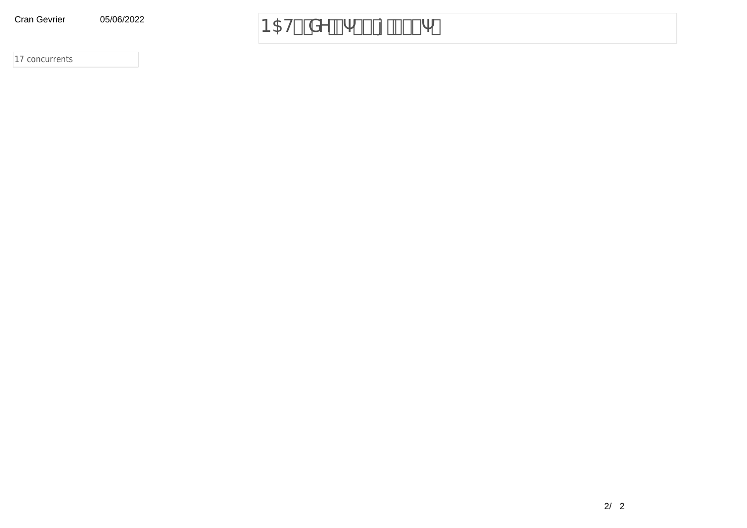Cran Gevrier 05/06/2022

1$7G Ψ j Ψ

17 concurrents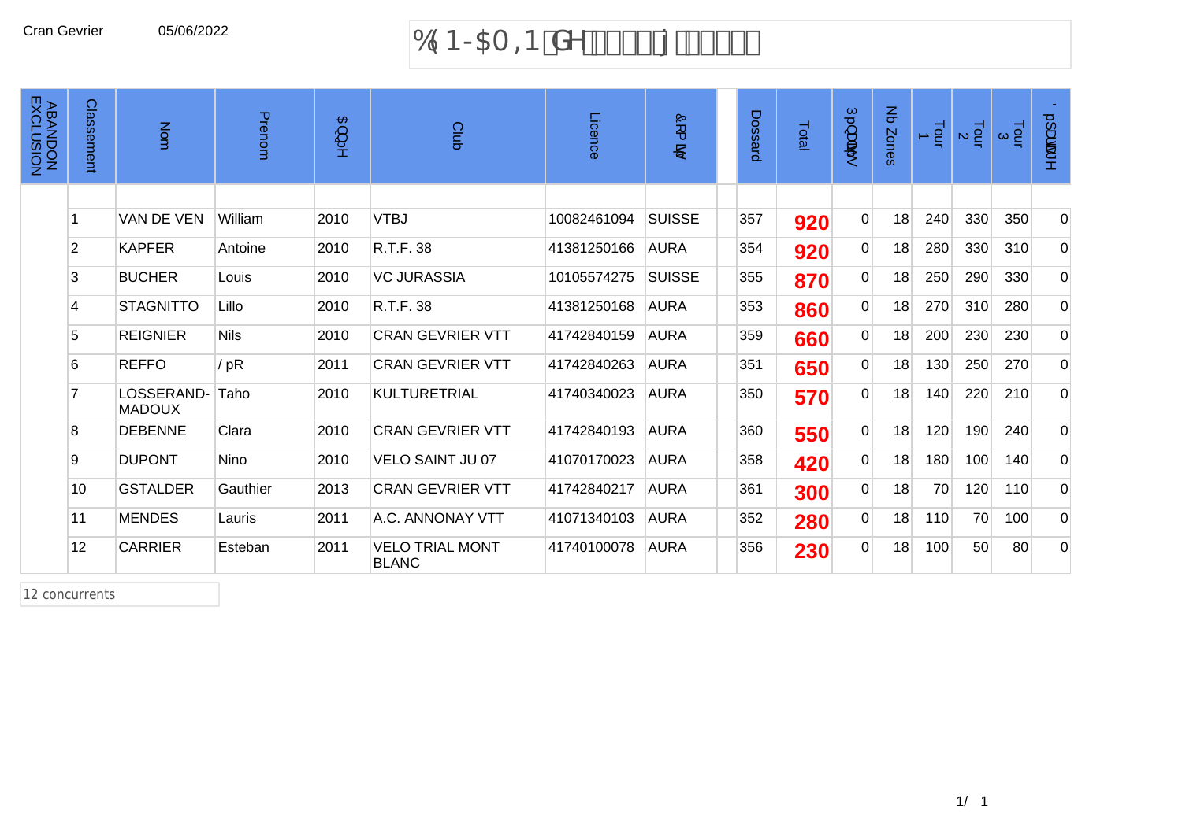Cran Gevrier 05/06/2022

# BENJAMIN de ... à ...

| ABANDON EXCLUSION | Classement | Nom | Prenom | Année | Club | Licence | Comité | | Dossard | Total | Pénalités | Nb Zones | Tour 1 | Tour 2 | Tour 3 | Départage |
|---|---|---|---|---|---|---|---|---|---|---|---|---|---|---|---|---|
| | 1 | VAN DE VEN | William | 2010 | VTBJ | 10082461094 | SUISSE | | 357 | **920** | 0 | 18 | 240 | 330 | 350 | 0 |
| | 2 | KAPFER | Antoine | 2010 | R.T.F. 38 | 41381250166 | AURA | | 354 | **920** | 0 | 18 | 280 | 330 | 310 | 0 |
| | 3 | BUCHER | Louis | 2010 | VC JURASSIA | 10105574275 | SUISSE | | 355 | **870** | 0 | 18 | 250 | 290 | 330 | 0 |
| | 4 | STAGNITTO | Lillo | 2010 | R.T.F. 38 | 41381250168 | AURA | | 353 | **860** | 0 | 18 | 270 | 310 | 280 | 0 |
| | 5 | REIGNIER | Nils | 2010 | CRAN GEVRIER VTT | 41742840159 | AURA | | 359 | **660** | 0 | 18 | 200 | 230 | 230 | 0 |
| | 6 | REFFO | Léo | 2011 | CRAN GEVRIER VTT | 41742840263 | AURA | | 351 | **650** | 0 | 18 | 130 | 250 | 270 | 0 |
| | 7 | LOSSERAND-MADOUX | Taho | 2010 | KULTURETRIAL | 41740340023 | AURA | | 350 | **570** | 0 | 18 | 140 | 220 | 210 | 0 |
| | 8 | DEBENNE | Clara | 2010 | CRAN GEVRIER VTT | 41742840193 | AURA | | 360 | **550** | 0 | 18 | 120 | 190 | 240 | 0 |
| | 9 | DUPONT | Nino | 2010 | VELO SAINT JU 07 | 41070170023 | AURA | | 358 | **420** | 0 | 18 | 180 | 100 | 140 | 0 |
| | 10 | GSTALDER | Gauthier | 2013 | CRAN GEVRIER VTT | 41742840217 | AURA | | 361 | **300** | 0 | 18 | 70 | 120 | 110 | 0 |
| | 11 | MENDES | Lauris | 2011 | A.C. ANNONAY VTT | 41071340103 | AURA | | 352 | **280** | 0 | 18 | 110 | 70 | 100 | 0 |
| | 12 | CARRIER | Esteban | 2011 | VELO TRIAL MONT BLANC | 41740100078 | AURA | | 356 | **230** | 0 | 18 | 100 | 50 | 80 | 0 |

12 concurrents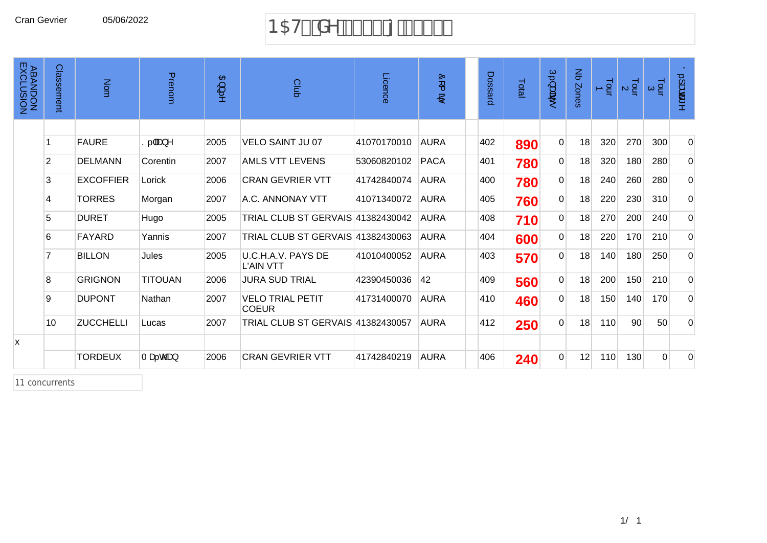Cran Gevrier 05/06/2022

# NAT. de

| ABANDON EXCLUSION | Classement | Nom | Prenom | Année | Club | Licence | Comité | | Dossard | Total | Pénalités | Nb Zones | Tour 1 | Tour 2 | Tour 3 | Départage |
|---|---|---|---|---|---|---|---|---|---|---|---|---|---|---|---|---|
| | 1 | FAURE | Kéliane | 2005 | VELO SAINT JU 07 | 41070170010 | AURA | | 402 | **890** | 0 | 18 | 320 | 270 | 300 | 0 |
| | 2 | DELMANN | Corentin | 2007 | AMLS VTT LEVENS | 53060820102 | PACA | | 401 | **780** | 0 | 18 | 320 | 180 | 280 | 0 |
| | 3 | EXCOFFIER | Lorick | 2006 | CRAN GEVRIER VTT | 41742840074 | AURA | | 400 | **780** | 0 | 18 | 240 | 260 | 280 | 0 |
| | 4 | TORRES | Morgan | 2007 | A.C. ANNONAY VTT | 41071340072 | AURA | | 405 | **760** | 0 | 18 | 220 | 230 | 310 | 0 |
| | 5 | DURET | Hugo | 2005 | TRIAL CLUB ST GERVAIS | 41382430042 | AURA | | 408 | **710** | 0 | 18 | 270 | 200 | 240 | 0 |
| | 6 | FAYARD | Yannis | 2007 | TRIAL CLUB ST GERVAIS | 41382430063 | AURA | | 404 | **600** | 0 | 18 | 220 | 170 | 210 | 0 |
| | 7 | BILLON | Jules | 2005 | U.C.H.A.V. PAYS DE L'AIN VTT | 41010400052 | AURA | | 403 | **570** | 0 | 18 | 140 | 180 | 250 | 0 |
| | 8 | GRIGNON | TITOUAN | 2006 | JURA SUD TRIAL | 42390450036 | 42 | | 409 | **560** | 0 | 18 | 200 | 150 | 210 | 0 |
| | 9 | DUPONT | Nathan | 2007 | VELO TRIAL PETIT COEUR | 41731400070 | AURA | | 410 | **460** | 0 | 18 | 150 | 140 | 170 | 0 |
| | 10 | ZUCCHELLI | Lucas | 2007 | TRIAL CLUB ST GERVAIS | 41382430057 | AURA | | 412 | **250** | 0 | 18 | 110 | 90 | 50 | 0 |
| x | | | | | | | | | | | | | | | | |
| | | TORDEUX | Maéthan | 2006 | CRAN GEVRIER VTT | 41742840219 | AURA | | 406 | **240** | 0 | 12 | 110 | 130 | 0 | 0 |

11 concurrents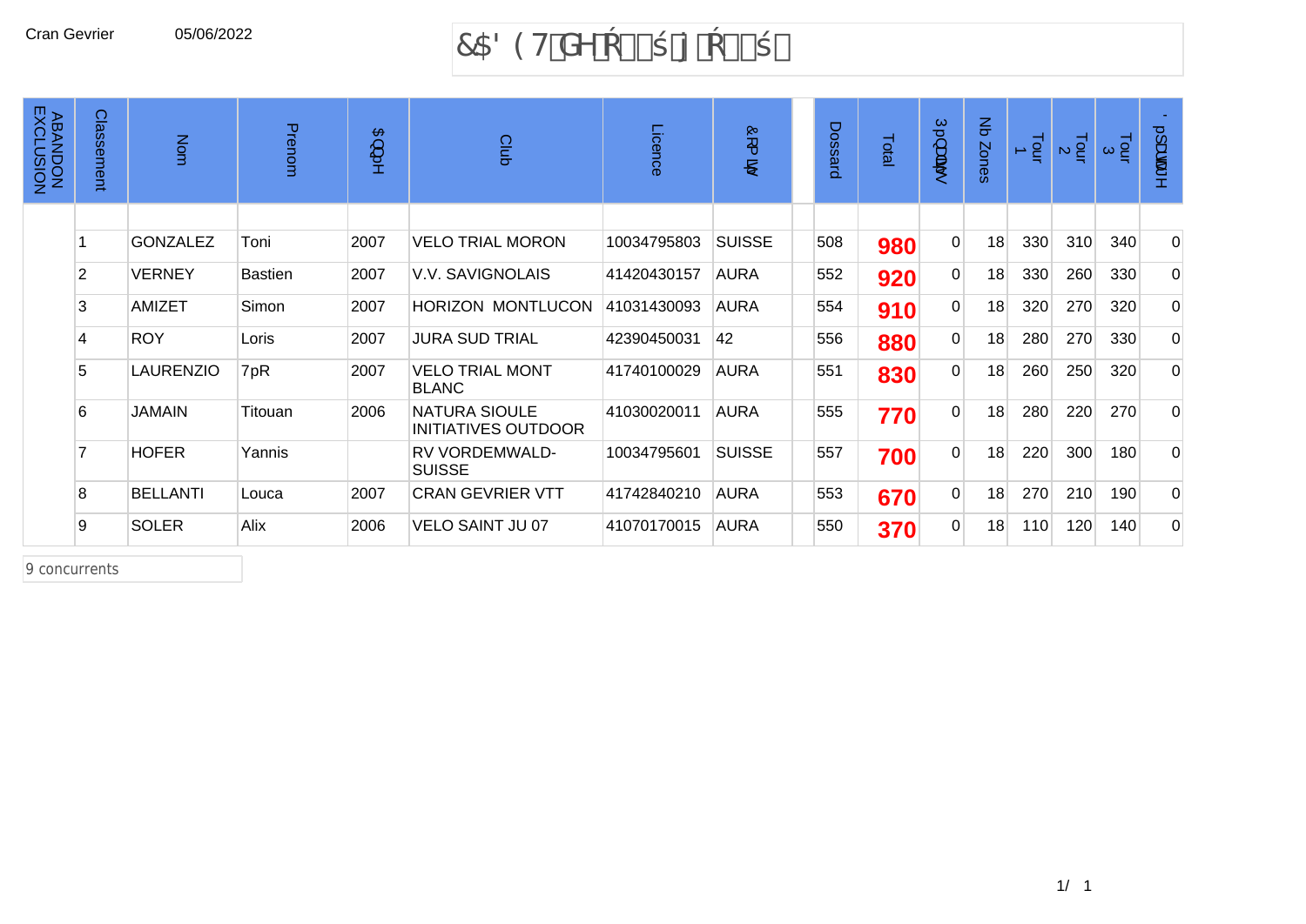Cran Gevrier 05/06/2022

# &$' ( 7GHŔśj Ŕś

| ABANDON EXCLUSION | Classement | Nom | Prenom | $QQpH | Club | Licence | &RPLW | | Dossard | Total | 3pQDOLWpV | Nb Zones | Tour 1 | Tour 2 | Tour 3 | 'pSDVVHPH |
|---|---|---|---|---|---|---|---|---|---|---|---|---|---|---|---|---|
| | 1 | GONZALEZ | Toni | 2007 | VELO TRIAL MORON | 10034795803 | SUISSE | | 508 | **980** | 0 | 18 | 330 | 310 | 340 | 0 |
| | 2 | VERNEY | Bastien | 2007 | V.V. SAVIGNOLAIS | 41420430157 | AURA | | 552 | **920** | 0 | 18 | 330 | 260 | 330 | 0 |
| | 3 | AMIZET | Simon | 2007 | HORIZON MONTLUCON | 41031430093 | AURA | | 554 | **910** | 0 | 18 | 320 | 270 | 320 | 0 |
| | 4 | ROY | Loris | 2007 | JURA SUD TRIAL | 42390450031 | 42 | | 556 | **880** | 0 | 18 | 280 | 270 | 330 | 0 |
| | 5 | LAURENZIO | 7pR | 2007 | VELO TRIAL MONT BLANC | 41740100029 | AURA | | 551 | **830** | 0 | 18 | 260 | 250 | 320 | 0 |
| | 6 | JAMAIN | Titouan | 2006 | NATURA SIOULE INITIATIVES OUTDOOR | 41030020011 | AURA | | 555 | **770** | 0 | 18 | 280 | 220 | 270 | 0 |
| | 7 | HOFER | Yannis | | RV VORDEMWALD-SUISSE | 10034795601 | SUISSE | | 557 | **700** | 0 | 18 | 220 | 300 | 180 | 0 |
| | 8 | BELLANTI | Louca | 2007 | CRAN GEVRIER VTT | 41742840210 | AURA | | 553 | **670** | 0 | 18 | 270 | 210 | 190 | 0 |
| | 9 | SOLER | Alix | 2006 | VELO SAINT JU 07 | 41070170015 | AURA | | 550 | **370** | 0 | 18 | 110 | 120 | 140 | 0 |

9 concurrents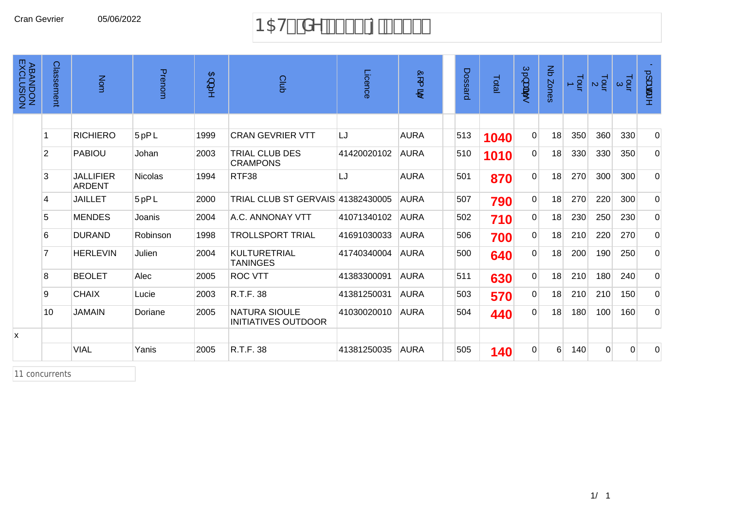Cran Gevrier 05/06/2022

# NAT de

| ABANDON EXCLUSION | Classement | Nom | Prenom | Année | Club | Licence | Comité | | Dossard | Total | Pénalités | Nb Zones | Tour 1 | Tour 2 | Tour 3 | Départe |
|---|---|---|---|---|---|---|---|---|---|---|---|---|---|---|---|---|
| | 1 | RICHIERO | Rémi | 1999 | CRAN GEVRIER VTT | LJ | AURA | | 513 | **1040** | 0 | 18 | 350 | 360 | 330 | 0 |
| | 2 | PABIOU | Johan | 2003 | TRIAL CLUB DES CRAMPONS | 41420020102 | AURA | | 510 | **1010** | 0 | 18 | 330 | 330 | 350 | 0 |
| | 3 | JALLIFIER ARDENT | Nicolas | 1994 | RTF38 | LJ | AURA | | 501 | **870** | 0 | 18 | 270 | 300 | 300 | 0 |
| | 4 | JAILLET | Rémi | 2000 | TRIAL CLUB ST GERVAIS | 41382430005 | AURA | | 507 | **790** | 0 | 18 | 270 | 220 | 300 | 0 |
| | 5 | MENDES | Joanis | 2004 | A.C. ANNONAY VTT | 41071340102 | AURA | | 502 | **710** | 0 | 18 | 230 | 250 | 230 | 0 |
| | 6 | DURAND | Robinson | 1998 | TROLLSPORT TRIAL | 41691030033 | AURA | | 506 | **700** | 0 | 18 | 210 | 220 | 270 | 0 |
| | 7 | HERLEVIN | Julien | 2004 | KULTURETRIAL TANINGES | 41740340004 | AURA | | 500 | **640** | 0 | 18 | 200 | 190 | 250 | 0 |
| | 8 | BEOLET | Alec | 2005 | ROC VTT | 41383300091 | AURA | | 511 | **630** | 0 | 18 | 210 | 180 | 240 | 0 |
| | 9 | CHAIX | Lucie | 2003 | R.T.F. 38 | 41381250031 | AURA | | 503 | **570** | 0 | 18 | 210 | 210 | 150 | 0 |
| | 10 | JAMAIN | Doriane | 2005 | NATURA SIOULE INITIATIVES OUTDOOR | 41030020010 | AURA | | 504 | **440** | 0 | 18 | 180 | 100 | 160 | 0 |
| x | | | | | | | | | | | | | | | | |
| | | VIAL | Yanis | 2005 | R.T.F. 38 | 41381250035 | AURA | | 505 | **140** | 0 | 6 | 140 | 0 | 0 | 0 |

11 concurrents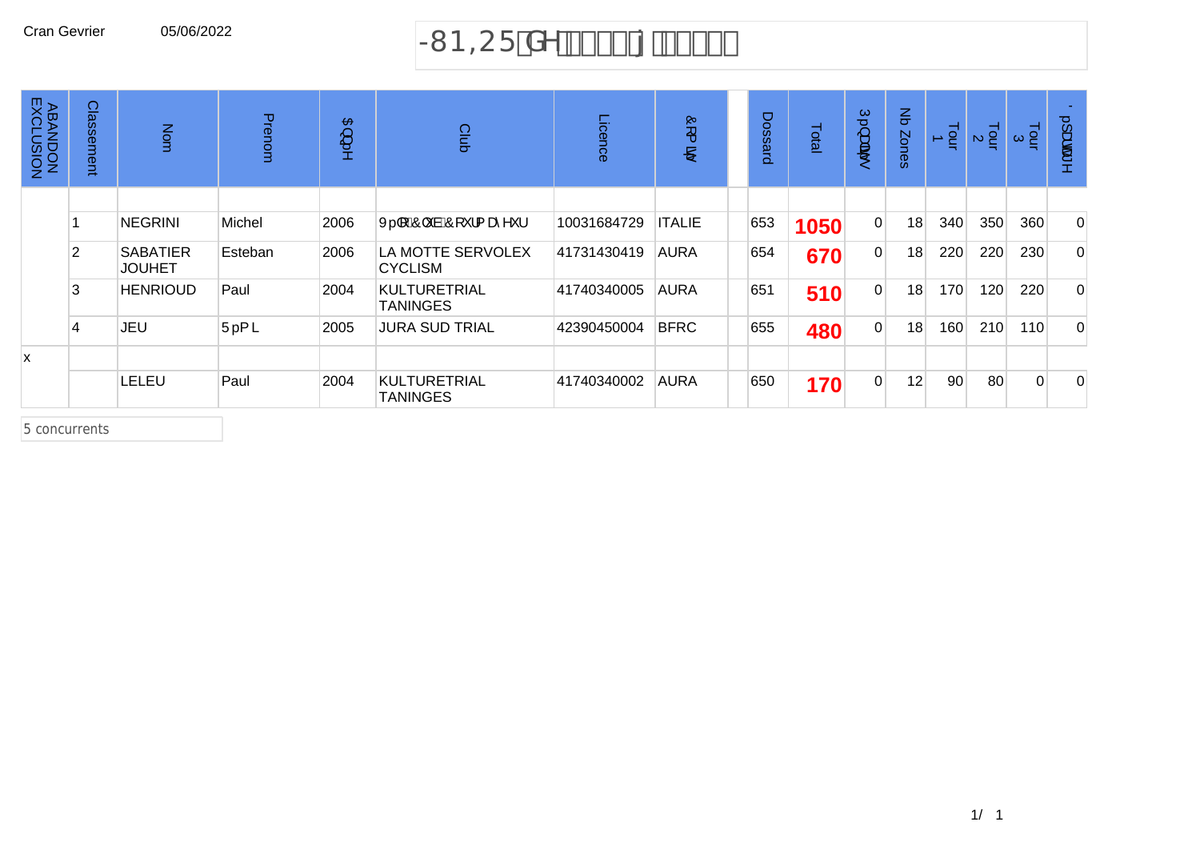Cran Gevrier 05/06/2022

# JUNIOR de

| ABANDON EXCLUSION | Classement | Nom | Prenom | Année | Club | Licence | Comité | | Dossard | Total | Pénalités | Nb Zones | Tour 1 | Tour 2 | Tour 3 | Départage |
|---|---|---|---|---|---|---|---|---|---|---|---|---|---|---|---|---|
| | | | | | | | | | | | | | | | | |
| | 1 | NEGRINI | Michel | 2006 | Vélo Club Courmayeur | 10031684729 | ITALIE | | 653 | **1050** | 0 | 18 | 340 | 350 | 360 | 0 |
| | 2 | SABATIER JOUHET | Esteban | 2006 | LA MOTTE SERVOLEX CYCLISM | 41731430419 | AURA | | 654 | **670** | 0 | 18 | 220 | 220 | 230 | 0 |
| | 3 | HENRIOUD | Paul | 2004 | KULTURETRIAL TANINGES | 41740340005 | AURA | | 651 | **510** | 0 | 18 | 170 | 120 | 220 | 0 |
| | 4 | JEU | Rémi | 2005 | JURA SUD TRIAL | 42390450004 | BFRC | | 655 | **480** | 0 | 18 | 160 | 210 | 110 | 0 |
| x | | | | | | | | | | | | | | | | |
| | | LELEU | Paul | 2004 | KULTURETRIAL TANINGES | 41740340002 | AURA | | 650 | **170** | 0 | 12 | 90 | 80 | 0 | 0 |

5 concurrents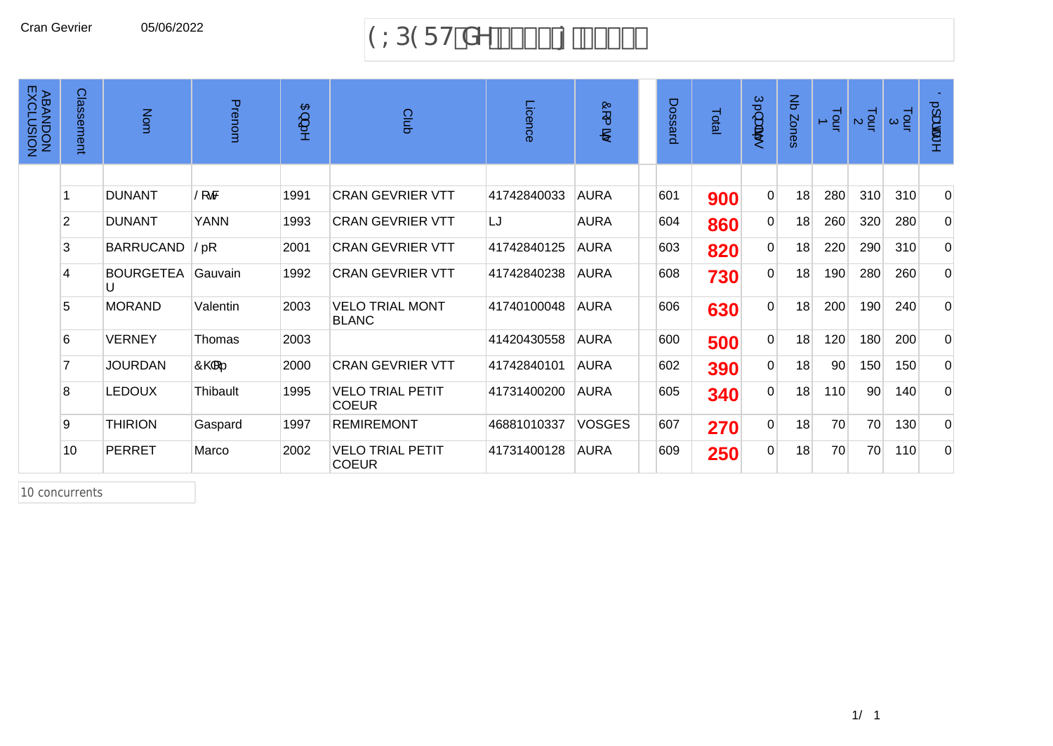Cran Gevrier 05/06/2022

# (; 3( 57GH j

| ABANDON EXCLUSION | Classement | Nom | Prenom | $QQpH | Club | Licence | &RP LW | | Dossard | Total | 3pQDOLWpV | Nb Zones | Tour 1 | Tour 2 | Tour 3 | 'pSDVVHPHQW |
|---|---|---|---|---|---|---|---|---|---|---|---|---|---|---|---|---|
| | | | | | | | | | | | | | | | | |
| | 1 | DUNANT | / RwF | 1991 | CRAN GEVRIER VTT | 41742840033 | AURA | | 601 | **900** | 0 | 18 | 280 | 310 | 310 | 0 |
| | 2 | DUNANT | YANN | 1993 | CRAN GEVRIER VTT | LJ | AURA | | 604 | **860** | 0 | 18 | 260 | 320 | 280 | 0 |
| | 3 | BARRUCAND | / pR | 2001 | CRAN GEVRIER VTT | 41742840125 | AURA | | 603 | **820** | 0 | 18 | 220 | 290 | 310 | 0 |
| | 4 | BOURGETEAU | Gauvain | 1992 | CRAN GEVRIER VTT | 41742840238 | AURA | | 608 | **730** | 0 | 18 | 190 | 280 | 260 | 0 |
| | 5 | MORAND | Valentin | 2003 | VELO TRIAL MONT BLANC | 41740100048 | AURA | | 606 | **630** | 0 | 18 | 200 | 190 | 240 | 0 |
| | 6 | VERNEY | Thomas | 2003 | | 41420430558 | AURA | | 600 | **500** | 0 | 18 | 120 | 180 | 200 | 0 |
| | 7 | JOURDAN | &KORp | 2000 | CRAN GEVRIER VTT | 41742840101 | AURA | | 602 | **390** | 0 | 18 | 90 | 150 | 150 | 0 |
| | 8 | LEDOUX | Thibault | 1995 | VELO TRIAL PETIT COEUR | 41731400200 | AURA | | 605 | **340** | 0 | 18 | 110 | 90 | 140 | 0 |
| | 9 | THIRION | Gaspard | 1997 | REMIREMONT | 46881010337 | VOSGES | | 607 | **270** | 0 | 18 | 70 | 70 | 130 | 0 |
| | 10 | PERRET | Marco | 2002 | VELO TRIAL PETIT COEUR | 41731400128 | AURA | | 609 | **250** | 0 | 18 | 70 | 70 | 110 | 0 |

10 concurrents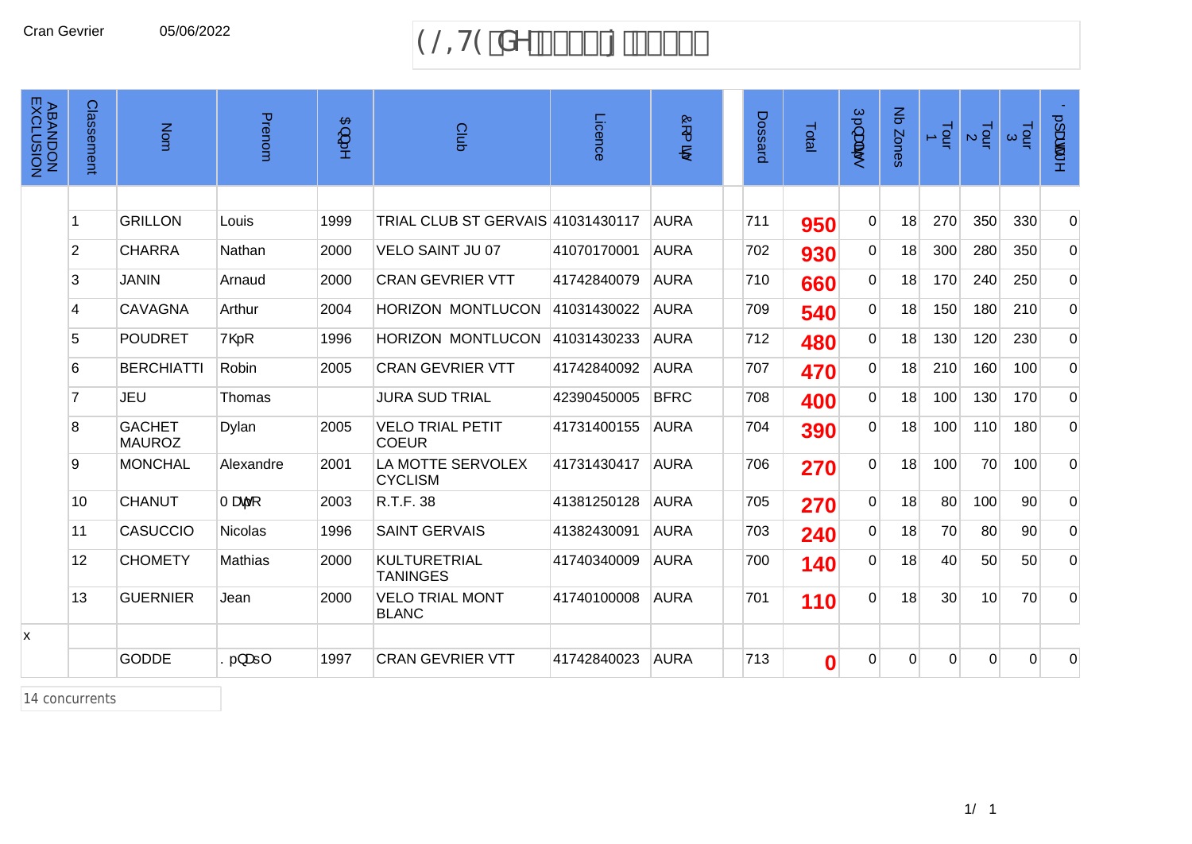Cran Gevrier 05/06/2022

# ELITE de

| ABANDON EXCLUSION | Classement | Nom | Prenom | Année | Club | Licence | Comité | Dossard | Total | Pénalités | Nb Zones | Tour 1 | Tour 2 | Tour 3 | Départage |
|---|---|---|---|---|---|---|---|---|---|---|---|---|---|---|---|
| | 1 | GRILLON | Louis | 1999 | TRIAL CLUB ST GERVAIS | 41031430117 | AURA | 711 | **950** | 0 | 18 | 270 | 350 | 330 | 0 |
| | 2 | CHARRA | Nathan | 2000 | VELO SAINT JU 07 | 41070170001 | AURA | 702 | **930** | 0 | 18 | 300 | 280 | 350 | 0 |
| | 3 | JANIN | Arnaud | 2000 | CRAN GEVRIER VTT | 41742840079 | AURA | 710 | **660** | 0 | 18 | 170 | 240 | 250 | 0 |
| | 4 | CAVAGNA | Arthur | 2004 | HORIZON MONTLUCON | 41031430022 | AURA | 709 | **540** | 0 | 18 | 150 | 180 | 210 | 0 |
| | 5 | POUDRET | Théo | 1996 | HORIZON MONTLUCON | 41031430233 | AURA | 712 | **480** | 0 | 18 | 130 | 120 | 230 | 0 |
| | 6 | BERCHIATTI | Robin | 2005 | CRAN GEVRIER VTT | 41742840092 | AURA | 707 | **470** | 0 | 18 | 210 | 160 | 100 | 0 |
| | 7 | JEU | Thomas | | JURA SUD TRIAL | 42390450005 | BFRC | 708 | **400** | 0 | 18 | 100 | 130 | 170 | 0 |
| | 8 | GACHET MAUROZ | Dylan | 2005 | VELO TRIAL PETIT COEUR | 41731400155 | AURA | 704 | **390** | 0 | 18 | 100 | 110 | 180 | 0 |
| | 9 | MONCHAL | Alexandre | 2001 | LA MOTTE SERVOLEX CYCLISM | 41731430417 | AURA | 706 | **270** | 0 | 18 | 100 | 70 | 100 | 0 |
| | 10 | CHANUT | Matéo | 2003 | R.T.F. 38 | 41381250128 | AURA | 705 | **270** | 0 | 18 | 80 | 100 | 90 | 0 |
| | 11 | CASUCCIO | Nicolas | 1996 | SAINT GERVAIS | 41382430091 | AURA | 703 | **240** | 0 | 18 | 70 | 80 | 90 | 0 |
| | 12 | CHOMETY | Mathias | 2000 | KULTURETRIAL TANINGES | 41740340009 | AURA | 700 | **140** | 0 | 18 | 40 | 50 | 50 | 0 |
| | 13 | GUERNIER | Jean | 2000 | VELO TRIAL MONT BLANC | 41740100008 | AURA | 701 | **110** | 0 | 18 | 30 | 10 | 70 | 0 |
| x | | | | | | | | | | | | | | | |
| | | GODDE | Kénaël | 1997 | CRAN GEVRIER VTT | 41742840023 | AURA | 713 | **0** | 0 | 0 | 0 | 0 | 0 | 0 |

14 concurrents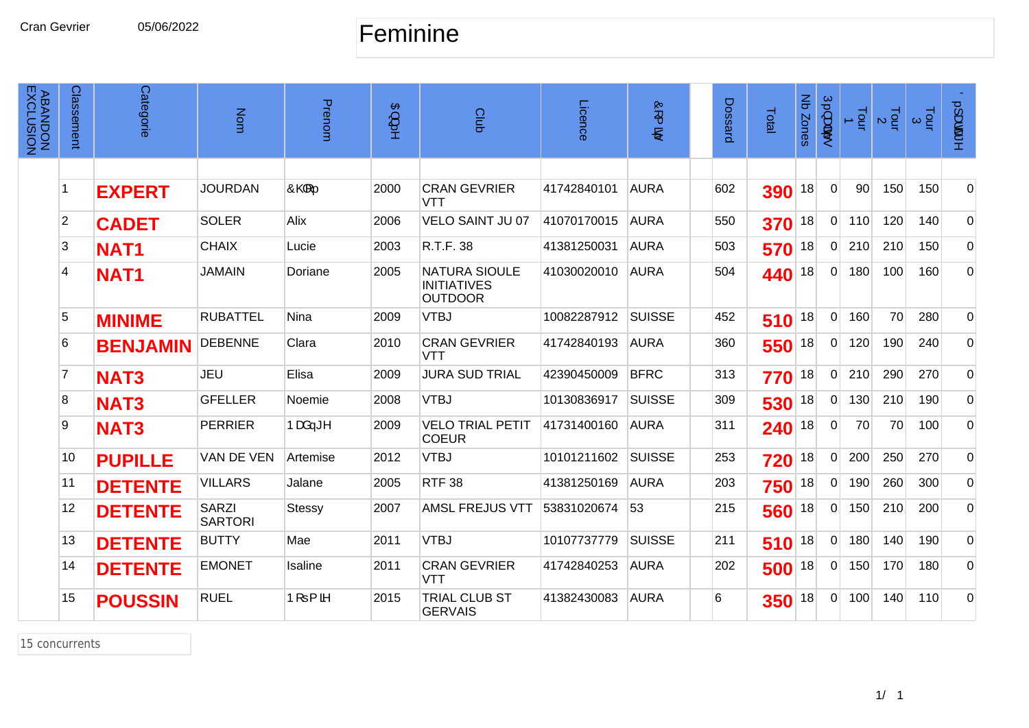Cran Gevrier 05/06/2022

# Feminine

| ABANDON EXCLUSION | Classement | Categorie | Nom | Prenom | $ QQpH | Club | Licence | &RP LW | | Dossard | Total | Nb Zones | 3pQDOLWpV | Tour 1 | Tour 2 | Tour 3 | ' pSDUWDJH |
|---|---|---|---|---|---|---|---|---|---|---|---|---|---|---|---|---|---|
| | 1 | **EXPERT** | JOURDAN | &KORp | 2000 | CRAN GEVRIER VTT | 41742840101 | AURA | | 602 | **390** | 18 | 0 | 90 | 150 | 150 | 0 |
| | 2 | **CADET** | SOLER | Alix | 2006 | VELO SAINT JU 07 | 41070170015 | AURA | | 550 | **370** | 18 | 0 | 110 | 120 | 140 | 0 |
| | 3 | **NAT1** | CHAIX | Lucie | 2003 | R.T.F. 38 | 41381250031 | AURA | | 503 | **570** | 18 | 0 | 210 | 210 | 150 | 0 |
| | 4 | **NAT1** | JAMAIN | Doriane | 2005 | NATURA SIOULE INITIATIVES OUTDOOR | 41030020010 | AURA | | 504 | **440** | 18 | 0 | 180 | 100 | 160 | 0 |
| | 5 | **MINIME** | RUBATTEL | Nina | 2009 | VTBJ | 10082287912 | SUISSE | | 452 | **510** | 18 | 0 | 160 | 70 | 280 | 0 |
| | 6 | **BENJAMIN** | DEBENNE | Clara | 2010 | CRAN GEVRIER VTT | 41742840193 | AURA | | 360 | **550** | 18 | 0 | 120 | 190 | 240 | 0 |
| | 7 | **NAT3** | JEU | Elisa | 2009 | JURA SUD TRIAL | 42390450009 | BFRC | | 313 | **770** | 18 | 0 | 210 | 290 | 270 | 0 |
| | 8 | **NAT3** | GFELLER | Noemie | 2008 | VTBJ | 10130836917 | SUISSE | | 309 | **530** | 18 | 0 | 130 | 210 | 190 | 0 |
| | 9 | **NAT3** | PERRIER | 1DGqJH | 2009 | VELO TRIAL PETIT COEUR | 41731400160 | AURA | | 311 | **240** | 18 | 0 | 70 | 70 | 100 | 0 |
| | 10 | **PUPILLE** | VAN DE VEN | Artemise | 2012 | VTBJ | 10101211602 | SUISSE | | 253 | **720** | 18 | 0 | 200 | 250 | 270 | 0 |
| | 11 | **DETENTE** | VILLARS | Jalane | 2005 | RTF 38 | 41381250169 | AURA | | 203 | **750** | 18 | 0 | 190 | 260 | 300 | 0 |
| | 12 | **DETENTE** | SARZI SARTORI | Stessy | 2007 | AMSL FREJUS VTT | 53831020674 | 53 | | 215 | **560** | 18 | 0 | 150 | 210 | 200 | 0 |
| | 13 | **DETENTE** | BUTTY | Mae | 2011 | VTBJ | 10107737779 | SUISSE | | 211 | **510** | 18 | 0 | 180 | 140 | 190 | 0 |
| | 14 | **DETENTE** | EMONET | Isaline | 2011 | CRAN GEVRIER VTT | 41742840253 | AURA | | 202 | **500** | 18 | 0 | 150 | 170 | 180 | 0 |
| | 15 | **POUSSIN** | RUEL | 1RsPLH | 2015 | TRIAL CLUB ST GERVAIS | 41382430083 | AURA | | 6 | **350** | 18 | 0 | 100 | 140 | 110 | 0 |

15 concurrents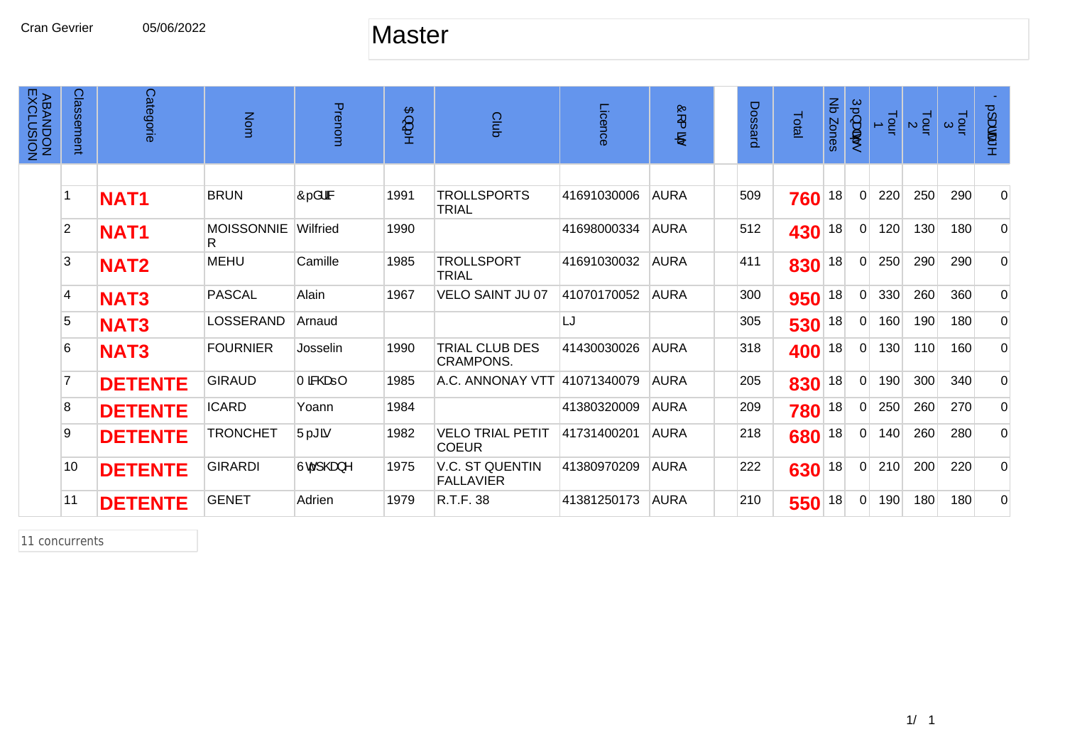Cran Gevrier 05/06/2022

# Master

| ABANDON EXCLUSION | Classement | Categorie | Nom | Prenom | Année | Club | Licence | Comité | | Dossard | Total | Nb Zones | Pénalités | Tour 1 | Tour 2 | Tour 3 | Dépassement |
|---|---|---|---|---|---|---|---|---|---|---|---|---|---|---|---|---|---|
| | 1 | **NAT1** | BRUN | Cédric | 1991 | TROLLSPORTS TRIAL | 41691030006 | AURA | | 509 | **760** | 18 | 0 | 220 | 250 | 290 | 0 |
| | 2 | **NAT1** | MOISSONNIER | Wilfried | 1990 | | 41698000334 | AURA | | 512 | **430** | 18 | 0 | 120 | 130 | 180 | 0 |
| | 3 | **NAT2** | MEHU | Camille | 1985 | TROLLSPORT TRIAL | 41691030032 | AURA | | 411 | **830** | 18 | 0 | 250 | 290 | 290 | 0 |
| | 4 | **NAT3** | PASCAL | Alain | 1967 | VELO SAINT JU 07 | 41070170052 | AURA | | 300 | **950** | 18 | 0 | 330 | 260 | 360 | 0 |
| | 5 | **NAT3** | LOSSERAND | Arnaud | | | LJ | | | 305 | **530** | 18 | 0 | 160 | 190 | 180 | 0 |
| | 6 | **NAT3** | FOURNIER | Josselin | 1990 | TRIAL CLUB DES CRAMPONS. | 41430030026 | AURA | | 318 | **400** | 18 | 0 | 130 | 110 | 160 | 0 |
| | 7 | **DETENTE** | GIRAUD | Michaël | 1985 | A.C. ANNONAY VTT | 41071340079 | AURA | | 205 | **830** | 18 | 0 | 190 | 300 | 340 | 0 |
| | 8 | **DETENTE** | ICARD | Yoann | 1984 | | 41380320009 | AURA | | 209 | **780** | 18 | 0 | 250 | 260 | 270 | 0 |
| | 9 | **DETENTE** | TRONCHET | Régis | 1982 | VELO TRIAL PETIT COEUR | 41731400201 | AURA | | 218 | **680** | 18 | 0 | 140 | 260 | 280 | 0 |
| | 10 | **DETENTE** | GIRARDI | Stéphane | 1975 | V.C. ST QUENTIN FALLAVIER | 41380970209 | AURA | | 222 | **630** | 18 | 0 | 210 | 200 | 220 | 0 |
| | 11 | **DETENTE** | GENET | Adrien | 1979 | R.T.F. 38 | 41381250173 | AURA | | 210 | **550** | 18 | 0 | 190 | 180 | 180 | 0 |

11 concurrents